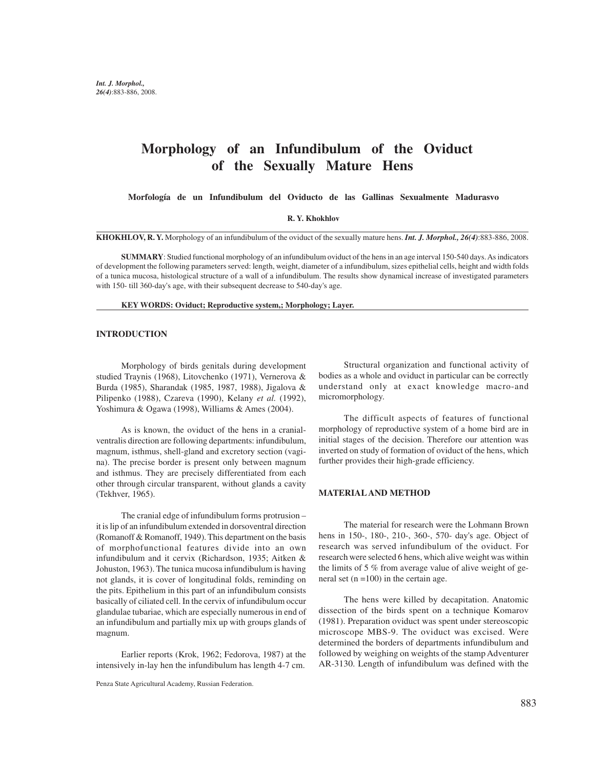# Morphology of an Infundibulum of the Oviduct of the Sexually Mature Hens

**Morfología de un Infundibulum del Oviducto de las Gallinas Sexualmente Madurasvo**

**R. Y. Khokhlov**

**KHOKHLOV, R. Y.** Morphology of an infundibulum of the oviduct of the sexually mature hens. ***Int. J. Morphol., 26(4)***:883-886, 2008.

**SUMMARY**: Studied functional morphology of an infundibulum oviduct of the hens in an age interval 150-540 days. As indicators of development the following parameters served: length, weight, diameter of a infundibulum, sizes epithelial cells, height and width folds of a tunica mucosa, histological structure of a wall of a infundibulum. The results show dynamical increase of investigated parameters with 150- till 360-day's age, with their subsequent decrease to 540-day's age.

**KEY WORDS: Oviduct; Reproductive system,; Morphology; Layer.**

## INTRODUCTION

Morphology of birds genitals during development studied Traynis (1968), Litovchenko (1971), Vernerova & Burda (1985), Sharandak (1985, 1987, 1988), Jigalova & Pilipenko (1988), Czareva (1990), Kelany *et al.* (1992), Yoshimura & Ogawa (1998), Williams & Ames (2004).

As is known, the oviduct of the hens in a cranial-ventralis direction are following departments: infundibulum, magnum, isthmus, shell-gland and excretory section (vagina). The precise border is present only between magnum and isthmus. They are precisely differentiated from each other through circular transparent, without glands a cavity (Tekhver, 1965).

The cranial edge of infundibulum forms protrusion – it is lip of an infundibulum extended in dorsoventral direction (Romanoff & Romanoff, 1949). This department on the basis of morphofunctional features divide into an own infundibulum and it cervix (Richardson, 1935; Aitken & Johuston, 1963). The tunica mucosa infundibulum is having not glands, it is cover of longitudinal folds, reminding on the pits. Epithelium in this part of an infundibulum consists basically of ciliated cell. In the cervix of infundibulum occur glandulae tubariae, which are especially numerous in end of an infundibulum and partially mix up with groups glands of magnum.

Earlier reports (Krok, 1962; Fedorova, 1987) at the intensively in-lay hen the infundibulum has length 4-7 cm.

Structural organization and functional activity of bodies as a whole and oviduct in particular can be correctly understand only at exact knowledge macro-and micromorphology.

The difficult aspects of features of functional morphology of reproductive system of a home bird are in initial stages of the decision. Therefore our attention was inverted on study of formation of oviduct of the hens, which further provides their high-grade efficiency.

## MATERIAL AND METHOD

The material for research were the Lohmann Brown hens in 150-, 180-, 210-, 360-, 570- day's age. Object of research was served infundibulum of the oviduct. For research were selected 6 hens, which alive weight was within the limits of 5 % from average value of alive weight of general set (n =100) in the certain age.

The hens were killed by decapitation. Anatomic dissection of the birds spent on a technique Komarov (1981). Preparation oviduct was spent under stereoscopic microscope MBS-9. The oviduct was excised. Were determined the borders of departments infundibulum and followed by weighing on weights of the stamp Adventurer AR-3130. Length of infundibulum was defined with the

Penza State Agricultural Academy, Russian Federation.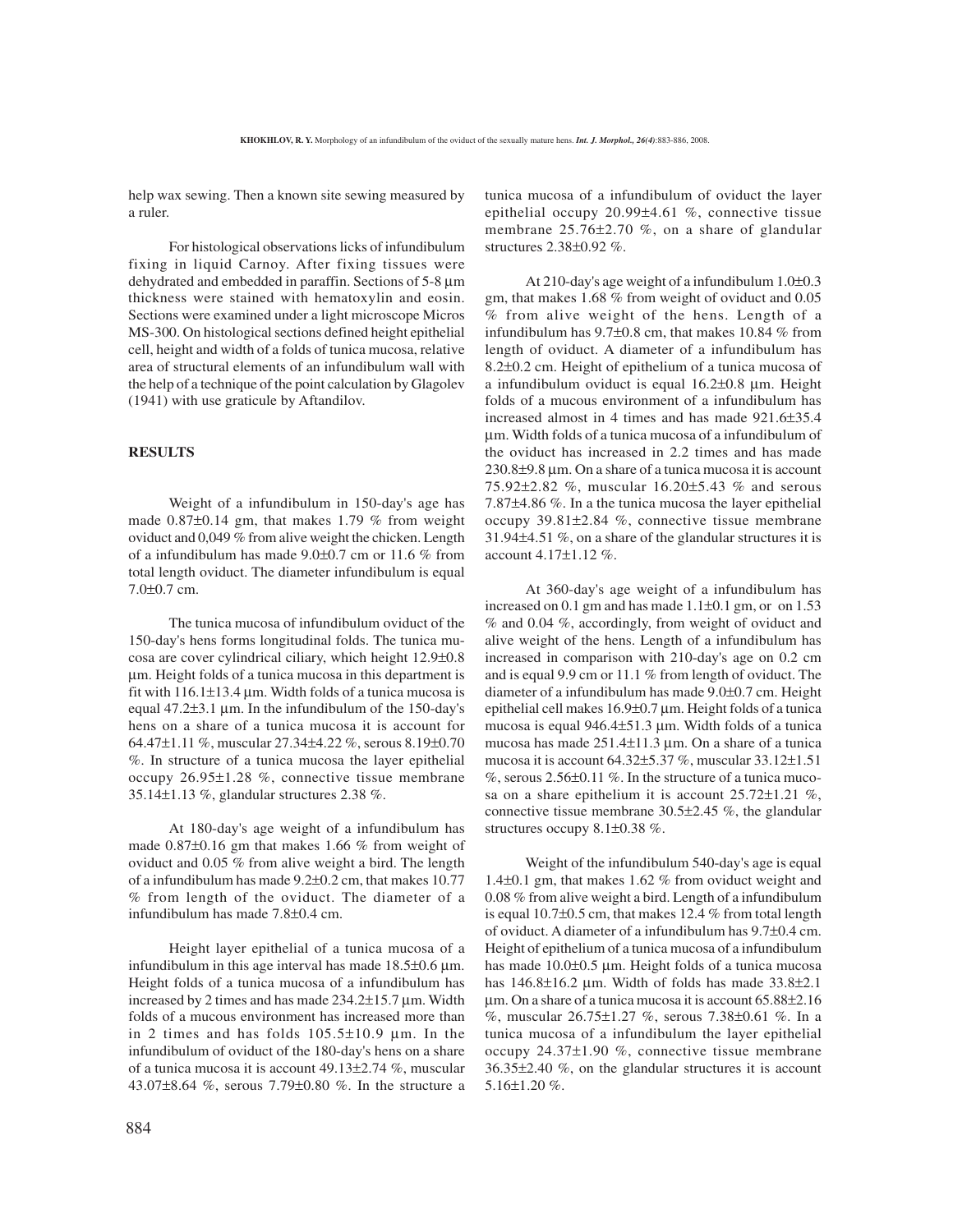help wax sewing. Then a known site sewing measured by a ruler.

For histological observations licks of infundibulum fixing in liquid Carnoy. After fixing tissues were dehydrated and embedded in paraffin. Sections of 5-8 µm thickness were stained with hematoxylin and eosin. Sections were examined under a light microscope Micros MS-300. On histological sections defined height epithelial cell, height and width of a folds of tunica mucosa, relative area of structural elements of an infundibulum wall with the help of a technique of the point calculation by Glagolev (1941) with use graticule by Aftandilov.

## RESULTS

Weight of a infundibulum in 150-day's age has made 0.87±0.14 gm, that makes 1.79 % from weight oviduct and 0,049 % from alive weight the chicken. Length of a infundibulum has made 9.0±0.7 cm or 11.6 % from total length oviduct. The diameter infundibulum is equal 7.0±0.7 cm.

The tunica mucosa of infundibulum oviduct of the 150-day's hens forms longitudinal folds. The tunica mucosa are cover cylindrical ciliary, which height 12.9±0.8 µm. Height folds of a tunica mucosa in this department is fit with 116.1±13.4 µm. Width folds of a tunica mucosa is equal 47.2±3.1 µm. In the infundibulum of the 150-day's hens on a share of a tunica mucosa it is account for 64.47±1.11 %, muscular 27.34±4.22 %, serous 8.19±0.70 %. In structure of a tunica mucosa the layer epithelial occupy 26.95±1.28 %, connective tissue membrane 35.14±1.13 %, glandular structures 2.38 %.

At 180-day's age weight of a infundibulum has made 0.87±0.16 gm that makes 1.66 % from weight of oviduct and 0.05 % from alive weight a bird. The length of a infundibulum has made 9.2±0.2 cm, that makes 10.77 % from length of the oviduct. The diameter of a infundibulum has made 7.8±0.4 cm.

Height layer epithelial of a tunica mucosa of a infundibulum in this age interval has made 18.5±0.6 µm. Height folds of a tunica mucosa of a infundibulum has increased by 2 times and has made 234.2±15.7 µm. Width folds of a mucous environment has increased more than in 2 times and has folds 105.5±10.9 µm. In the infundibulum of oviduct of the 180-day's hens on a share of a tunica mucosa it is account 49.13±2.74 %, muscular 43.07±8.64 %, serous 7.79±0.80 %. In the structure a tunica mucosa of a infundibulum of oviduct the layer epithelial occupy 20.99±4.61 %, connective tissue membrane 25.76±2.70 %, on a share of glandular structures 2.38±0.92 %.

At 210-day's age weight of a infundibulum 1.0±0.3 gm, that makes 1.68 % from weight of oviduct and 0.05 % from alive weight of the hens. Length of a infundibulum has 9.7±0.8 cm, that makes 10.84 % from length of oviduct. A diameter of a infundibulum has 8.2±0.2 cm. Height of epithelium of a tunica mucosa of a infundibulum oviduct is equal 16.2±0.8 µm. Height folds of a mucous environment of a infundibulum has increased almost in 4 times and has made 921.6±35.4 µm. Width folds of a tunica mucosa of a infundibulum of the oviduct has increased in 2.2 times and has made 230.8±9.8 µm. On a share of a tunica mucosa it is account 75.92±2.82 %, muscular 16.20±5.43 % and serous 7.87±4.86 %. In a the tunica mucosa the layer epithelial occupy 39.81±2.84 %, connective tissue membrane 31.94±4.51 %, on a share of the glandular structures it is account 4.17±1.12 %.

At 360-day's age weight of a infundibulum has increased on 0.1 gm and has made 1.1±0.1 gm, or on 1.53 % and 0.04 %, accordingly, from weight of oviduct and alive weight of the hens. Length of a infundibulum has increased in comparison with 210-day's age on 0.2 cm and is equal 9.9 cm or 11.1 % from length of oviduct. The diameter of a infundibulum has made 9.0±0.7 cm. Height epithelial cell makes 16.9±0.7 µm. Height folds of a tunica mucosa is equal 946.4±51.3 µm. Width folds of a tunica mucosa has made 251.4±11.3 µm. On a share of a tunica mucosa it is account 64.32±5.37 %, muscular 33.12±1.51 %, serous 2.56±0.11 %. In the structure of a tunica mucosa on a share epithelium it is account 25.72±1.21 %, connective tissue membrane 30.5±2.45 %, the glandular structures occupy 8.1±0.38 %.

Weight of the infundibulum 540-day's age is equal 1.4±0.1 gm, that makes 1.62 % from oviduct weight and 0.08 % from alive weight a bird. Length of a infundibulum is equal 10.7±0.5 cm, that makes 12.4 % from total length of oviduct. A diameter of a infundibulum has 9.7±0.4 cm. Height of epithelium of a tunica mucosa of a infundibulum has made 10.0±0.5 µm. Height folds of a tunica mucosa has 146.8±16.2 µm. Width of folds has made 33.8±2.1 µm. On a share of a tunica mucosa it is account 65.88±2.16 %, muscular 26.75±1.27 %, serous 7.38±0.61 %. In a tunica mucosa of a infundibulum the layer epithelial occupy 24.37±1.90 %, connective tissue membrane 36.35±2.40 %, on the glandular structures it is account 5.16±1.20 %.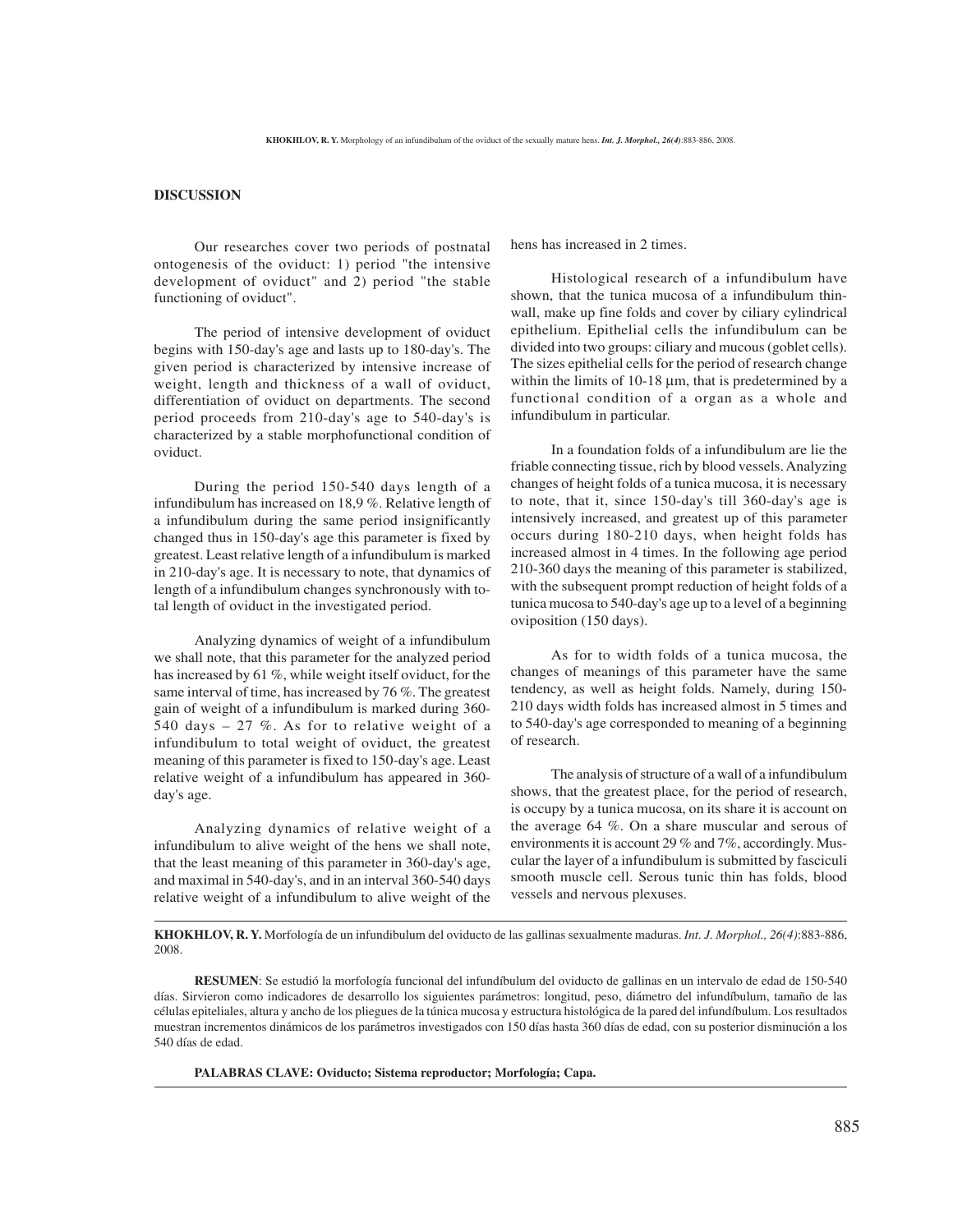## DISCUSSION

Our researches cover two periods of postnatal ontogenesis of the oviduct: 1) period "the intensive development of oviduct" and 2) period "the stable functioning of oviduct".

The period of intensive development of oviduct begins with 150-day's age and lasts up to 180-day's. The given period is characterized by intensive increase of weight, length and thickness of a wall of oviduct, differentiation of oviduct on departments. The second period proceeds from 210-day's age to 540-day's is characterized by a stable morphofunctional condition of oviduct.

During the period 150-540 days length of a infundibulum has increased on 18,9 %. Relative length of a infundibulum during the same period insignificantly changed thus in 150-day's age this parameter is fixed by greatest. Least relative length of a infundibulum is marked in 210-day's age. It is necessary to note, that dynamics of length of a infundibulum changes synchronously with total length of oviduct in the investigated period.

Analyzing dynamics of weight of a infundibulum we shall note, that this parameter for the analyzed period has increased by 61 %, while weight itself oviduct, for the same interval of time, has increased by 76 %. The greatest gain of weight of a infundibulum is marked during 360-540 days – 27 %. As for to relative weight of a infundibulum to total weight of oviduct, the greatest meaning of this parameter is fixed to 150-day's age. Least relative weight of a infundibulum has appeared in 360-day's age.

Analyzing dynamics of relative weight of a infundibulum to alive weight of the hens we shall note, that the least meaning of this parameter in 360-day's age, and maximal in 540-day's, and in an interval 360-540 days relative weight of a infundibulum to alive weight of the hens has increased in 2 times.

Histological research of a infundibulum have shown, that the tunica mucosa of a infundibulum thin-wall, make up fine folds and cover by ciliary cylindrical epithelium. Epithelial cells the infundibulum can be divided into two groups: ciliary and mucous (goblet cells). The sizes epithelial cells for the period of research change within the limits of 10-18 µm, that is predetermined by a functional condition of a organ as a whole and infundibulum in particular.

In a foundation folds of a infundibulum are lie the friable connecting tissue, rich by blood vessels. Analyzing changes of height folds of a tunica mucosa, it is necessary to note, that it, since 150-day's till 360-day's age is intensively increased, and greatest up of this parameter occurs during 180-210 days, when height folds has increased almost in 4 times. In the following age period 210-360 days the meaning of this parameter is stabilized, with the subsequent prompt reduction of height folds of a tunica mucosa to 540-day's age up to a level of a beginning oviposition (150 days).

As for to width folds of a tunica mucosa, the changes of meanings of this parameter have the same tendency, as well as height folds. Namely, during 150-210 days width folds has increased almost in 5 times and to 540-day's age corresponded to meaning of a beginning of research.

The analysis of structure of a wall of a infundibulum shows, that the greatest place, for the period of research, is occupy by a tunica mucosa, on its share it is account on the average 64 %. On a share muscular and serous of environments it is account 29 % and 7%, accordingly. Muscular the layer of a infundibulum is submitted by fasciculi smooth muscle cell. Serous tunic thin has folds, blood vessels and nervous plexuses.

---

**KHOKHLOV, R. Y.** Morfología de un infundibulum del oviducto de las gallinas sexualmente maduras. *Int. J. Morphol., 26(4)*:883-886, 2008.

**RESUMEN**: Se estudió la morfología funcional del infundíbulum del oviducto de gallinas en un intervalo de edad de 150-540 días. Sirvieron como indicadores de desarrollo los siguientes parámetros: longitud, peso, diámetro del infundíbulum, tamaño de las células epiteliales, altura y ancho de los pliegues de la túnica mucosa y estructura histológica de la pared del infundíbulum. Los resultados muestran incrementos dinámicos de los parámetros investigados con 150 días hasta 360 días de edad, con su posterior disminución a los 540 días de edad.

**PALABRAS CLAVE: Oviducto; Sistema reproductor; Morfología; Capa.**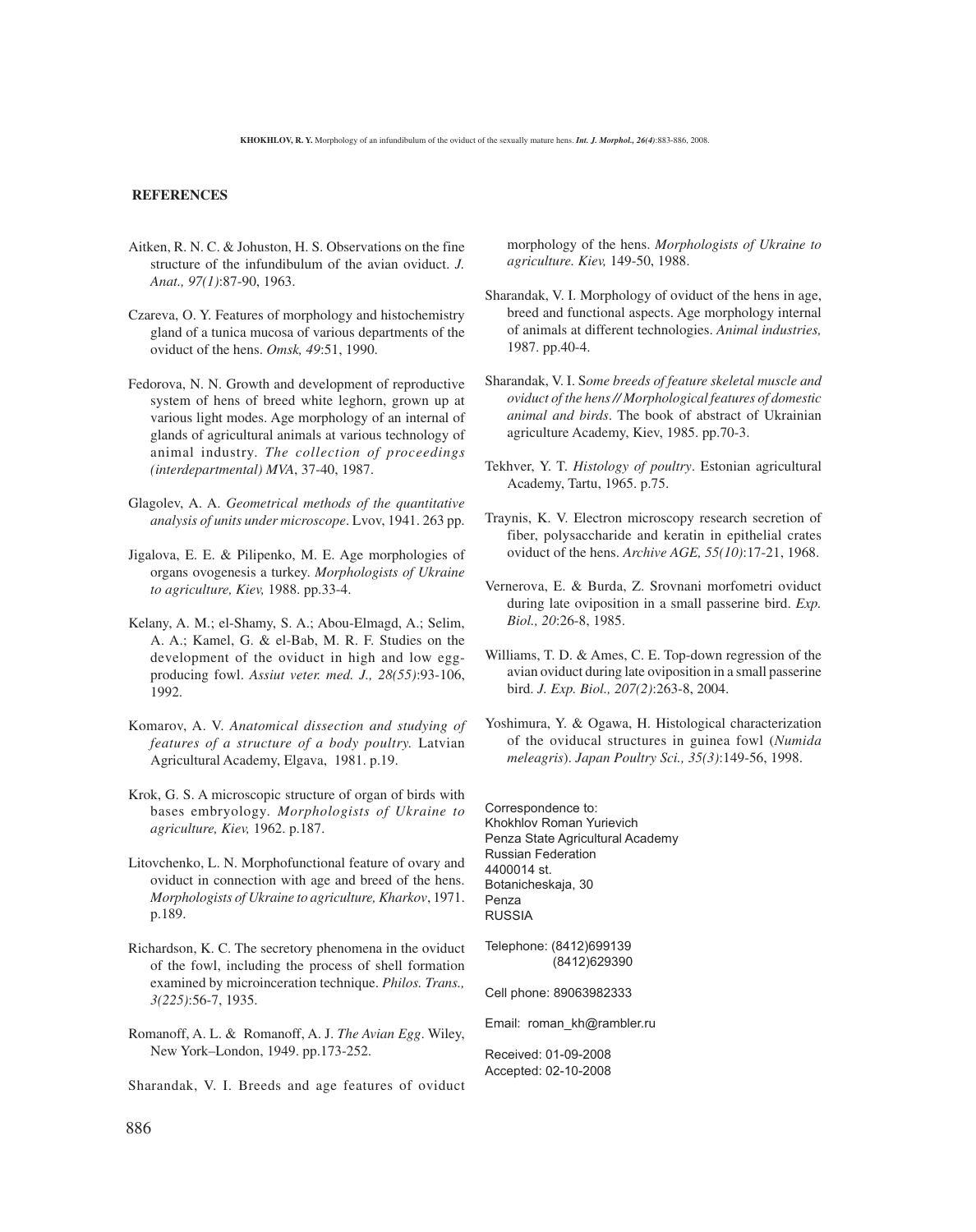## REFERENCES

Aitken, R. N. C. & Johuston, H. S. Observations on the fine structure of the infundibulum of the avian oviduct. *J. Anat., 97(1)*:87-90, 1963.

Czareva, O. Y. Features of morphology and histochemistry gland of a tunica mucosa of various departments of the oviduct of the hens. *Omsk, 49*:51, 1990.

Fedorova, N. N. Growth and development of reproductive system of hens of breed white leghorn, grown up at various light modes. Age morphology of an internal of glands of agricultural animals at various technology of animal industry. *The collection of proceedings (interdepartmental) MVA*, 37-40, 1987.

Glagolev, A. A. *Geometrical methods of the quantitative analysis of units under microscope*. Lvov, 1941. 263 pp.

Jigalova, E. E. & Pilipenko, M. E. Age morphologies of organs ovogenesis a turkey. *Morphologists of Ukraine to agriculture, Kiev,* 1988. pp.33-4.

Kelany, A. M.; el-Shamy, S. A.; Abou-Elmagd, A.; Selim, A. A.; Kamel, G. & el-Bab, M. R. F. Studies on the development of the oviduct in high and low egg-producing fowl. *Assiut veter. med. J., 28(55)*:93-106, 1992.

Komarov, A. V. *Anatomical dissection and studying of features of a structure of a body poultry.* Latvian Agricultural Academy, Elgava, 1981. p.19.

Krok, G. S. A microscopic structure of organ of birds with bases embryology. *Morphologists of Ukraine to agriculture, Kiev,* 1962. p.187.

Litovchenko, L. N. Morphofunctional feature of ovary and oviduct in connection with age and breed of the hens. *Morphologists of Ukraine to agriculture, Kharkov*, 1971. p.189.

Richardson, K. C. The secretory phenomena in the oviduct of the fowl, including the process of shell formation examined by microinceration technique. *Philos. Trans., 3(225)*:56-7, 1935.

Romanoff, A. L. & Romanoff, A. J. *The Avian Egg*. Wiley, New York–London, 1949. pp.173-252.

Sharandak, V. I. Breeds and age features of oviduct morphology of the hens. *Morphologists of Ukraine to agriculture. Kiev,* 149-50, 1988.

Sharandak, V. I. Morphology of oviduct of the hens in age, breed and functional aspects. Age morphology internal of animals at different technologies. *Animal industries,* 1987. pp.40-4.

Sharandak, V. I. S*ome breeds of feature skeletal muscle and oviduct of the hens // Morphological features of domestic animal and birds*. The book of abstract of Ukrainian agriculture Academy, Kiev, 1985. pp.70-3.

Tekhver, Y. T. *Histology of poultry*. Estonian agricultural Academy, Tartu, 1965. p.75.

Traynis, K. V. Electron microscopy research secretion of fiber, polysaccharide and keratin in epithelial crates oviduct of the hens. *Archive AGE, 55(10)*:17-21, 1968.

Vernerova, E. & Burda, Z. Srovnani morfometri oviduct during late oviposition in a small passerine bird. *Exp. Biol., 20*:26-8, 1985.

Williams, T. D. & Ames, C. E. Top-down regression of the avian oviduct during late oviposition in a small passerine bird. *J. Exp. Biol., 207(2)*:263-8, 2004.

Yoshimura, Y. & Ogawa, H. Histological characterization of the oviducal structures in guinea fowl (*Numida meleagris*). *Japan Poultry Sci., 35(3)*:149-56, 1998.

Correspondence to:
Khokhlov Roman Yurievich
Penza State Agricultural Academy
Russian Federation
4400014 st.
Botanicheskaja, 30
Penza
RUSSIA

Telephone: (8412)699139
(8412)629390

Cell phone: 89063982333

Email: roman_kh@rambler.ru

Received: 01-09-2008
Accepted: 02-10-2008